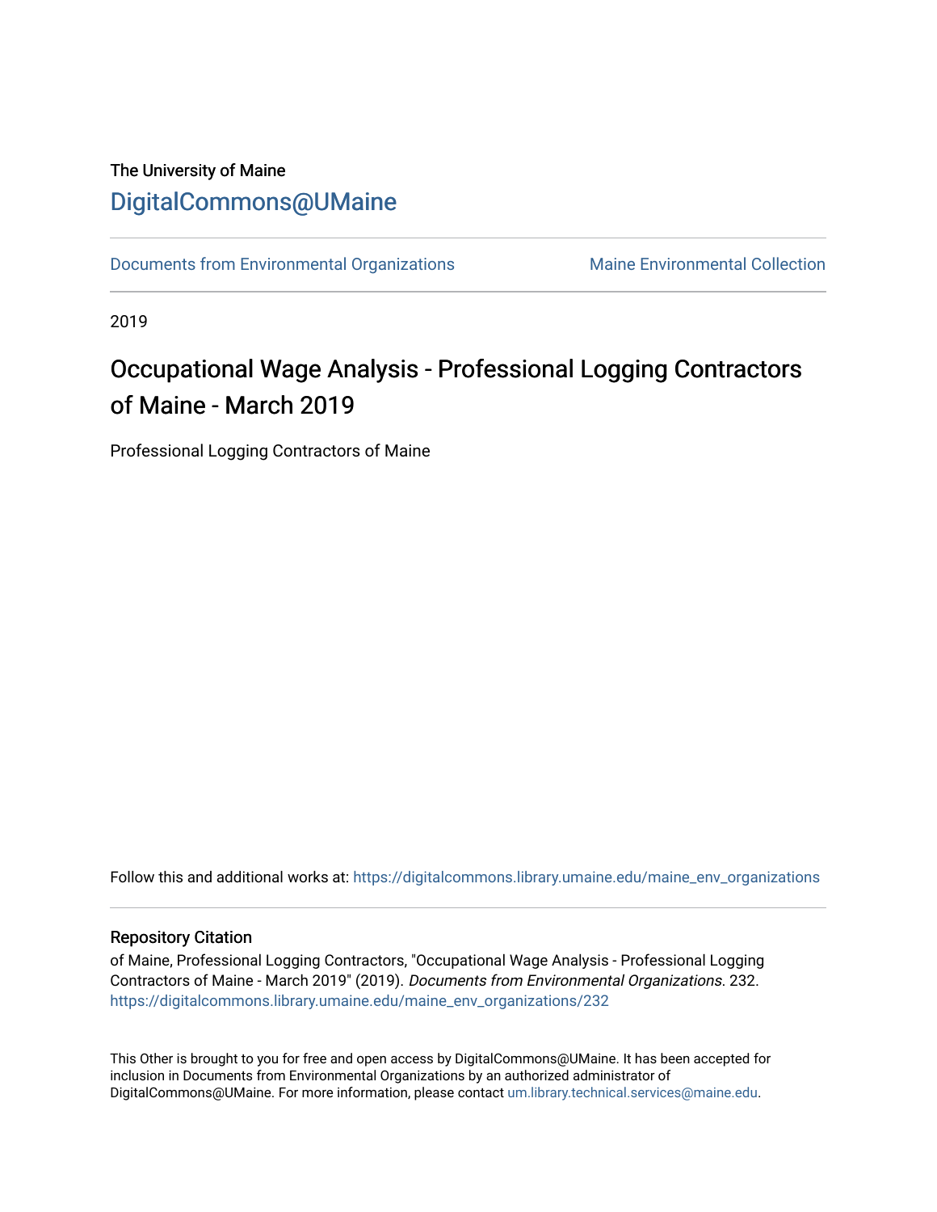The University of Maine

# DigitalCommons@UMaine

Documents from Environmental Organizations | Maine Environmental Collection

2019

# Occupational Wage Analysis - Professional Logging Contractors of Maine - March 2019

Professional Logging Contractors of Maine

Follow this and additional works at: https://digitalcommons.library.umaine.edu/maine_env_organizations

## Repository Citation

of Maine, Professional Logging Contractors, "Occupational Wage Analysis - Professional Logging Contractors of Maine - March 2019" (2019). *Documents from Environmental Organizations*. 232.
https://digitalcommons.library.umaine.edu/maine_env_organizations/232

This Other is brought to you for free and open access by DigitalCommons@UMaine. It has been accepted for inclusion in Documents from Environmental Organizations by an authorized administrator of DigitalCommons@UMaine. For more information, please contact um.library.technical.services@maine.edu.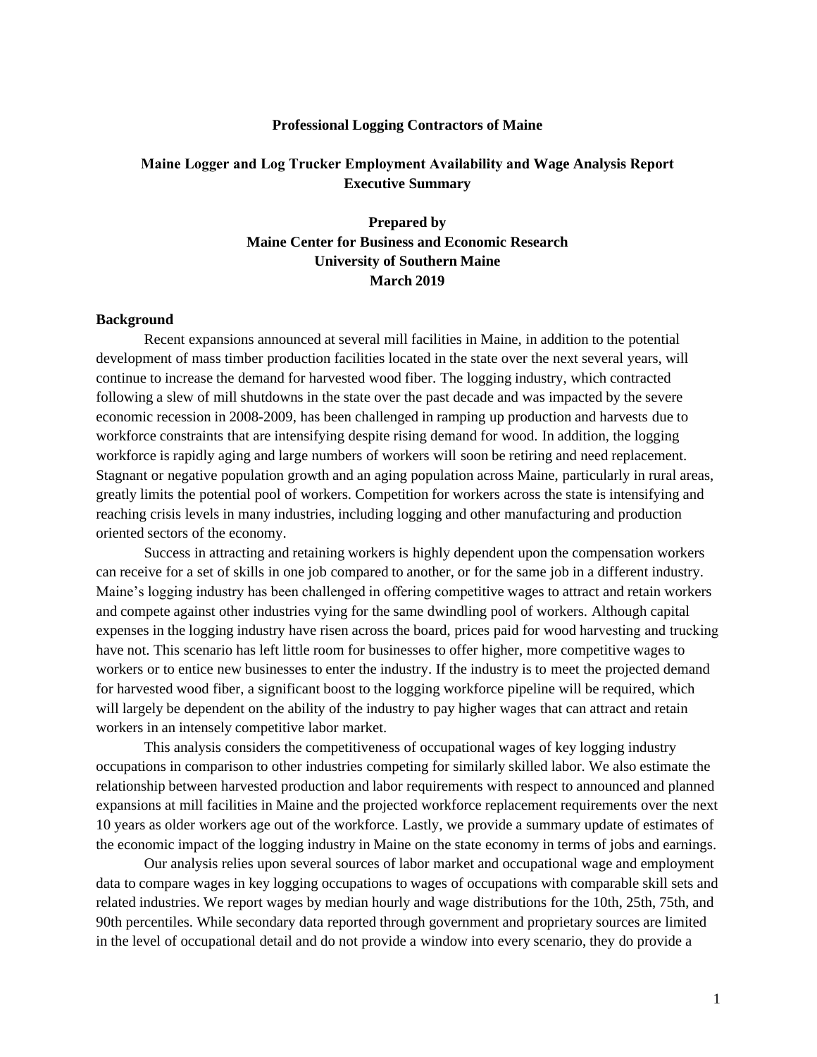**Professional Logging Contractors of Maine**

**Maine Logger and Log Trucker Employment Availability and Wage Analysis Report Executive Summary**

**Prepared by**
**Maine Center for Business and Economic Research**
**University of Southern Maine**
**March 2019**

### Background

Recent expansions announced at several mill facilities in Maine, in addition to the potential development of mass timber production facilities located in the state over the next several years, will continue to increase the demand for harvested wood fiber. The logging industry, which contracted following a slew of mill shutdowns in the state over the past decade and was impacted by the severe economic recession in 2008-2009, has been challenged in ramping up production and harvests due to workforce constraints that are intensifying despite rising demand for wood. In addition, the logging workforce is rapidly aging and large numbers of workers will soon be retiring and need replacement. Stagnant or negative population growth and an aging population across Maine, particularly in rural areas, greatly limits the potential pool of workers. Competition for workers across the state is intensifying and reaching crisis levels in many industries, including logging and other manufacturing and production oriented sectors of the economy.

Success in attracting and retaining workers is highly dependent upon the compensation workers can receive for a set of skills in one job compared to another, or for the same job in a different industry. Maine's logging industry has been challenged in offering competitive wages to attract and retain workers and compete against other industries vying for the same dwindling pool of workers. Although capital expenses in the logging industry have risen across the board, prices paid for wood harvesting and trucking have not. This scenario has left little room for businesses to offer higher, more competitive wages to workers or to entice new businesses to enter the industry. If the industry is to meet the projected demand for harvested wood fiber, a significant boost to the logging workforce pipeline will be required, which will largely be dependent on the ability of the industry to pay higher wages that can attract and retain workers in an intensely competitive labor market.

This analysis considers the competitiveness of occupational wages of key logging industry occupations in comparison to other industries competing for similarly skilled labor. We also estimate the relationship between harvested production and labor requirements with respect to announced and planned expansions at mill facilities in Maine and the projected workforce replacement requirements over the next 10 years as older workers age out of the workforce. Lastly, we provide a summary update of estimates of the economic impact of the logging industry in Maine on the state economy in terms of jobs and earnings.

Our analysis relies upon several sources of labor market and occupational wage and employment data to compare wages in key logging occupations to wages of occupations with comparable skill sets and related industries. We report wages by median hourly and wage distributions for the 10th, 25th, 75th, and 90th percentiles. While secondary data reported through government and proprietary sources are limited in the level of occupational detail and do not provide a window into every scenario, they do provide a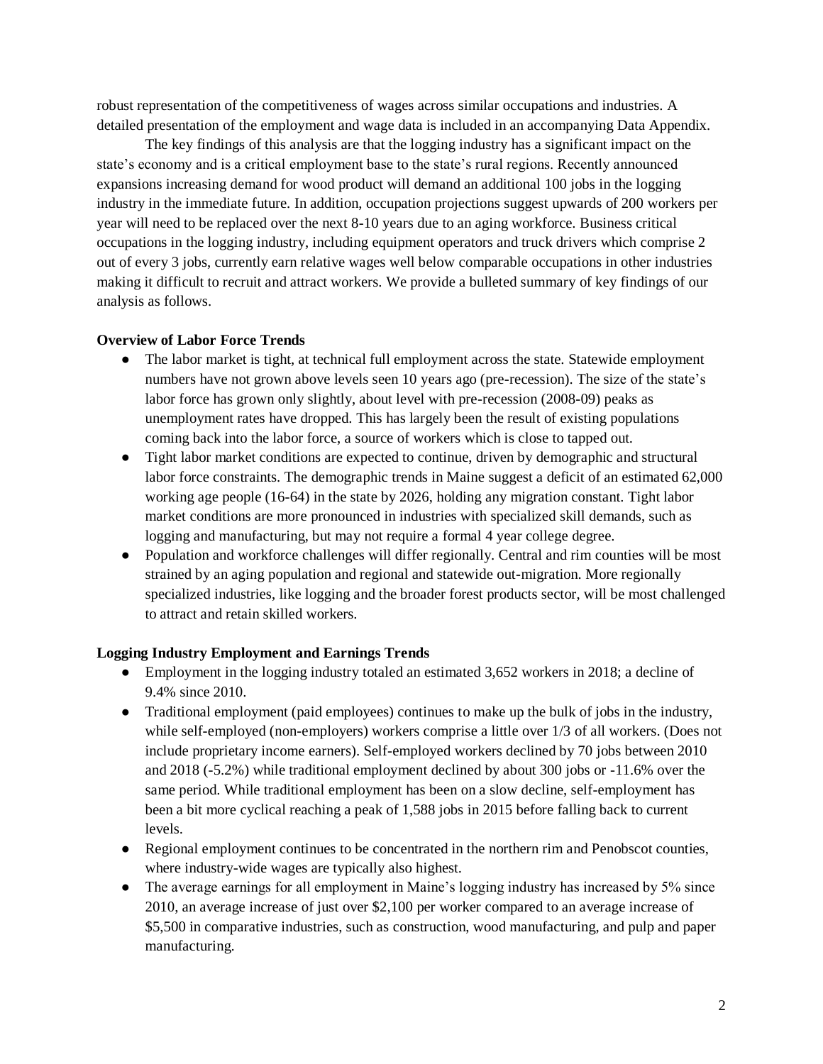robust representation of the competitiveness of wages across similar occupations and industries. A detailed presentation of the employment and wage data is included in an accompanying Data Appendix.

The key findings of this analysis are that the logging industry has a significant impact on the state's economy and is a critical employment base to the state's rural regions. Recently announced expansions increasing demand for wood product will demand an additional 100 jobs in the logging industry in the immediate future. In addition, occupation projections suggest upwards of 200 workers per year will need to be replaced over the next 8-10 years due to an aging workforce. Business critical occupations in the logging industry, including equipment operators and truck drivers which comprise 2 out of every 3 jobs, currently earn relative wages well below comparable occupations in other industries making it difficult to recruit and attract workers. We provide a bulleted summary of key findings of our analysis as follows.

**Overview of Labor Force Trends**

- The labor market is tight, at technical full employment across the state. Statewide employment numbers have not grown above levels seen 10 years ago (pre-recession). The size of the state's labor force has grown only slightly, about level with pre-recession (2008-09) peaks as unemployment rates have dropped. This has largely been the result of existing populations coming back into the labor force, a source of workers which is close to tapped out.
- Tight labor market conditions are expected to continue, driven by demographic and structural labor force constraints. The demographic trends in Maine suggest a deficit of an estimated 62,000 working age people (16-64) in the state by 2026, holding any migration constant. Tight labor market conditions are more pronounced in industries with specialized skill demands, such as logging and manufacturing, but may not require a formal 4 year college degree.
- Population and workforce challenges will differ regionally. Central and rim counties will be most strained by an aging population and regional and statewide out-migration. More regionally specialized industries, like logging and the broader forest products sector, will be most challenged to attract and retain skilled workers.

**Logging Industry Employment and Earnings Trends**

- Employment in the logging industry totaled an estimated 3,652 workers in 2018; a decline of 9.4% since 2010.
- Traditional employment (paid employees) continues to make up the bulk of jobs in the industry, while self-employed (non-employers) workers comprise a little over 1/3 of all workers. (Does not include proprietary income earners). Self-employed workers declined by 70 jobs between 2010 and 2018 (-5.2%) while traditional employment declined by about 300 jobs or -11.6% over the same period. While traditional employment has been on a slow decline, self-employment has been a bit more cyclical reaching a peak of 1,588 jobs in 2015 before falling back to current levels.
- Regional employment continues to be concentrated in the northern rim and Penobscot counties, where industry-wide wages are typically also highest.
- The average earnings for all employment in Maine's logging industry has increased by 5% since 2010, an average increase of just over $2,100 per worker compared to an average increase of $5,500 in comparative industries, such as construction, wood manufacturing, and pulp and paper manufacturing.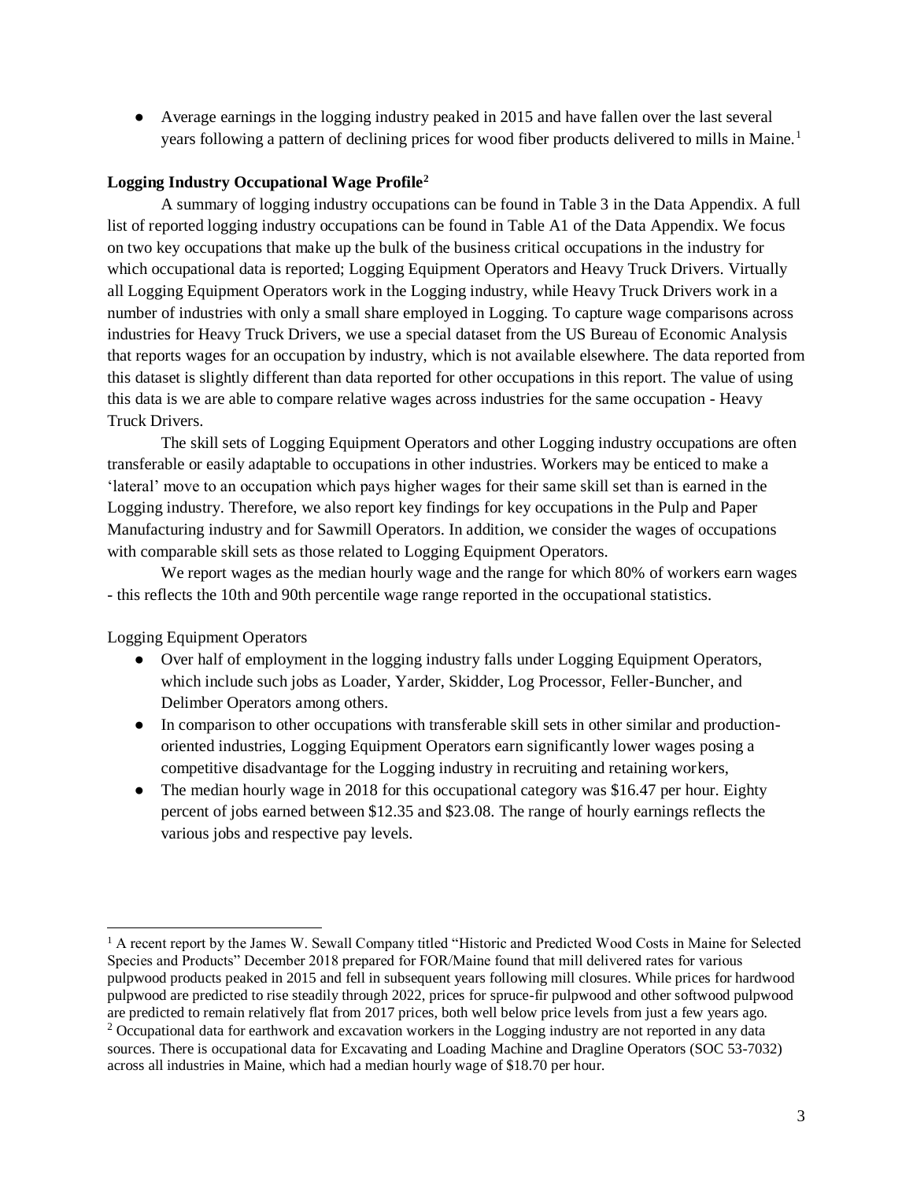- Average earnings in the logging industry peaked in 2015 and have fallen over the last several years following a pattern of declining prices for wood fiber products delivered to mills in Maine.[1]

**Logging Industry Occupational Wage Profile[2]**

A summary of logging industry occupations can be found in Table 3 in the Data Appendix. A full list of reported logging industry occupations can be found in Table A1 of the Data Appendix. We focus on two key occupations that make up the bulk of the business critical occupations in the industry for which occupational data is reported; Logging Equipment Operators and Heavy Truck Drivers. Virtually all Logging Equipment Operators work in the Logging industry, while Heavy Truck Drivers work in a number of industries with only a small share employed in Logging. To capture wage comparisons across industries for Heavy Truck Drivers, we use a special dataset from the US Bureau of Economic Analysis that reports wages for an occupation by industry, which is not available elsewhere. The data reported from this dataset is slightly different than data reported for other occupations in this report. The value of using this data is we are able to compare relative wages across industries for the same occupation - Heavy Truck Drivers.

The skill sets of Logging Equipment Operators and other Logging industry occupations are often transferable or easily adaptable to occupations in other industries. Workers may be enticed to make a 'lateral' move to an occupation which pays higher wages for their same skill set than is earned in the Logging industry. Therefore, we also report key findings for key occupations in the Pulp and Paper Manufacturing industry and for Sawmill Operators. In addition, we consider the wages of occupations with comparable skill sets as those related to Logging Equipment Operators.

We report wages as the median hourly wage and the range for which 80% of workers earn wages - this reflects the 10th and 90th percentile wage range reported in the occupational statistics.

Logging Equipment Operators

- Over half of employment in the logging industry falls under Logging Equipment Operators, which include such jobs as Loader, Yarder, Skidder, Log Processor, Feller-Buncher, and Delimber Operators among others.
- In comparison to other occupations with transferable skill sets in other similar and production-oriented industries, Logging Equipment Operators earn significantly lower wages posing a competitive disadvantage for the Logging industry in recruiting and retaining workers,
- The median hourly wage in 2018 for this occupational category was $16.47 per hour. Eighty percent of jobs earned between $12.35 and $23.08. The range of hourly earnings reflects the various jobs and respective pay levels.

[1] A recent report by the James W. Sewall Company titled "Historic and Predicted Wood Costs in Maine for Selected Species and Products" December 2018 prepared for FOR/Maine found that mill delivered rates for various pulpwood products peaked in 2015 and fell in subsequent years following mill closures. While prices for hardwood pulpwood are predicted to rise steadily through 2022, prices for spruce-fir pulpwood and other softwood pulpwood are predicted to remain relatively flat from 2017 prices, both well below price levels from just a few years ago.

[2] Occupational data for earthwork and excavation workers in the Logging industry are not reported in any data sources. There is occupational data for Excavating and Loading Machine and Dragline Operators (SOC 53-7032) across all industries in Maine, which had a median hourly wage of $18.70 per hour.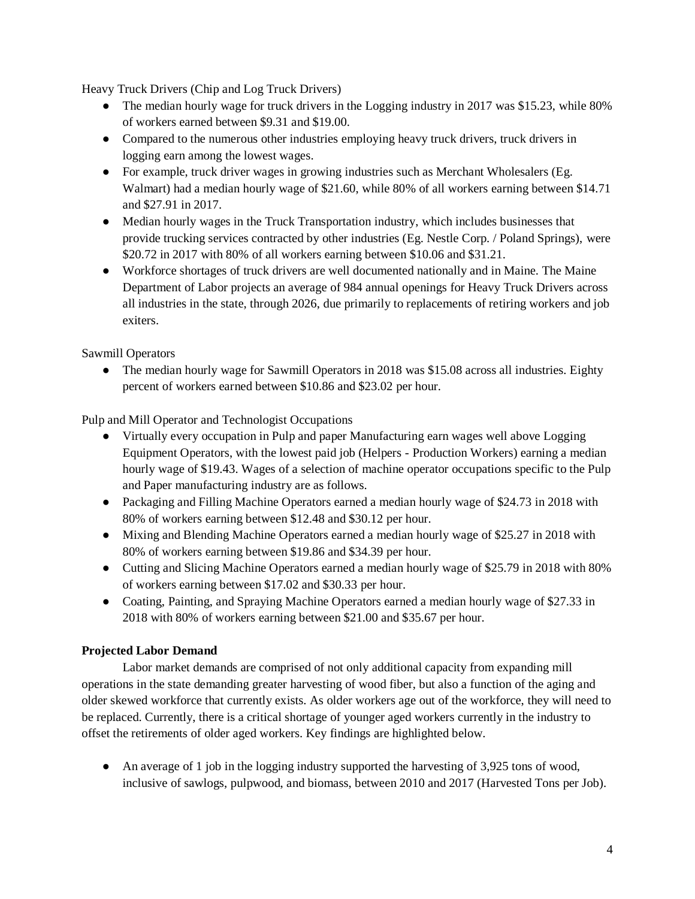Heavy Truck Drivers (Chip and Log Truck Drivers)

- The median hourly wage for truck drivers in the Logging industry in 2017 was $15.23, while 80% of workers earned between $9.31 and $19.00.
- Compared to the numerous other industries employing heavy truck drivers, truck drivers in logging earn among the lowest wages.
- For example, truck driver wages in growing industries such as Merchant Wholesalers (Eg. Walmart) had a median hourly wage of $21.60, while 80% of all workers earning between $14.71 and $27.91 in 2017.
- Median hourly wages in the Truck Transportation industry, which includes businesses that provide trucking services contracted by other industries (Eg. Nestle Corp. / Poland Springs), were $20.72 in 2017 with 80% of all workers earning between $10.06 and $31.21.
- Workforce shortages of truck drivers are well documented nationally and in Maine. The Maine Department of Labor projects an average of 984 annual openings for Heavy Truck Drivers across all industries in the state, through 2026, due primarily to replacements of retiring workers and job exiters.

Sawmill Operators

- The median hourly wage for Sawmill Operators in 2018 was $15.08 across all industries. Eighty percent of workers earned between $10.86 and $23.02 per hour.

Pulp and Mill Operator and Technologist Occupations

- Virtually every occupation in Pulp and paper Manufacturing earn wages well above Logging Equipment Operators, with the lowest paid job (Helpers - Production Workers) earning a median hourly wage of $19.43. Wages of a selection of machine operator occupations specific to the Pulp and Paper manufacturing industry are as follows.
- Packaging and Filling Machine Operators earned a median hourly wage of $24.73 in 2018 with 80% of workers earning between $12.48 and $30.12 per hour.
- Mixing and Blending Machine Operators earned a median hourly wage of $25.27 in 2018 with 80% of workers earning between $19.86 and $34.39 per hour.
- Cutting and Slicing Machine Operators earned a median hourly wage of $25.79 in 2018 with 80% of workers earning between $17.02 and $30.33 per hour.
- Coating, Painting, and Spraying Machine Operators earned a median hourly wage of $27.33 in 2018 with 80% of workers earning between $21.00 and $35.67 per hour.

**Projected Labor Demand**

Labor market demands are comprised of not only additional capacity from expanding mill operations in the state demanding greater harvesting of wood fiber, but also a function of the aging and older skewed workforce that currently exists. As older workers age out of the workforce, they will need to be replaced. Currently, there is a critical shortage of younger aged workers currently in the industry to offset the retirements of older aged workers. Key findings are highlighted below.

- An average of 1 job in the logging industry supported the harvesting of 3,925 tons of wood, inclusive of sawlogs, pulpwood, and biomass, between 2010 and 2017 (Harvested Tons per Job).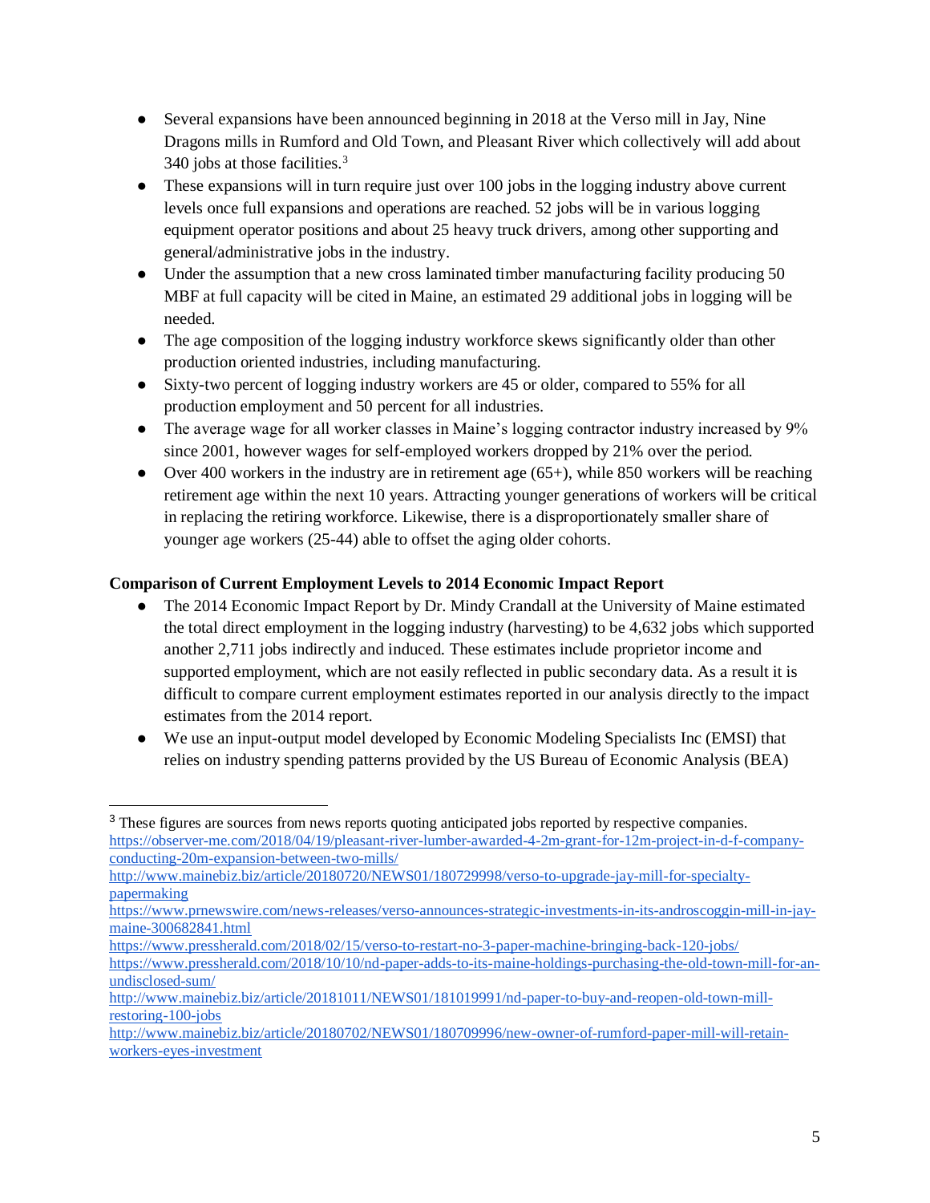- Several expansions have been announced beginning in 2018 at the Verso mill in Jay, Nine Dragons mills in Rumford and Old Town, and Pleasant River which collectively will add about 340 jobs at those facilities.[3]
- These expansions will in turn require just over 100 jobs in the logging industry above current levels once full expansions and operations are reached. 52 jobs will be in various logging equipment operator positions and about 25 heavy truck drivers, among other supporting and general/administrative jobs in the industry.
- Under the assumption that a new cross laminated timber manufacturing facility producing 50 MBF at full capacity will be cited in Maine, an estimated 29 additional jobs in logging will be needed.
- The age composition of the logging industry workforce skews significantly older than other production oriented industries, including manufacturing.
- Sixty-two percent of logging industry workers are 45 or older, compared to 55% for all production employment and 50 percent for all industries.
- The average wage for all worker classes in Maine's logging contractor industry increased by 9% since 2001, however wages for self-employed workers dropped by 21% over the period.
- Over 400 workers in the industry are in retirement age (65+), while 850 workers will be reaching retirement age within the next 10 years. Attracting younger generations of workers will be critical in replacing the retiring workforce. Likewise, there is a disproportionately smaller share of younger age workers (25-44) able to offset the aging older cohorts.

**Comparison of Current Employment Levels to 2014 Economic Impact Report**

- The 2014 Economic Impact Report by Dr. Mindy Crandall at the University of Maine estimated the total direct employment in the logging industry (harvesting) to be 4,632 jobs which supported another 2,711 jobs indirectly and induced. These estimates include proprietor income and supported employment, which are not easily reflected in public secondary data. As a result it is difficult to compare current employment estimates reported in our analysis directly to the impact estimates from the 2014 report.
- We use an input-output model developed by Economic Modeling Specialists Inc (EMSI) that relies on industry spending patterns provided by the US Bureau of Economic Analysis (BEA)

---

[3] These figures are sources from news reports quoting anticipated jobs reported by respective companies.
https://observer-me.com/2018/04/19/pleasant-river-lumber-awarded-4-2m-grant-for-12m-project-in-d-f-company-conducting-20m-expansion-between-two-mills/
http://www.mainebiz.biz/article/20180720/NEWS01/180729998/verso-to-upgrade-jay-mill-for-specialty-papermaking
https://www.prnewswire.com/news-releases/verso-announces-strategic-investments-in-its-androscoggin-mill-in-jay-maine-300682841.html
https://www.pressherald.com/2018/02/15/verso-to-restart-no-3-paper-machine-bringing-back-120-jobs/
https://www.pressherald.com/2018/10/10/nd-paper-adds-to-its-maine-holdings-purchasing-the-old-town-mill-for-an-undisclosed-sum/
http://www.mainebiz.biz/article/20181011/NEWS01/181019991/nd-paper-to-buy-and-reopen-old-town-mill-restoring-100-jobs
http://www.mainebiz.biz/article/20180702/NEWS01/180709996/new-owner-of-rumford-paper-mill-will-retain-workers-eyes-investment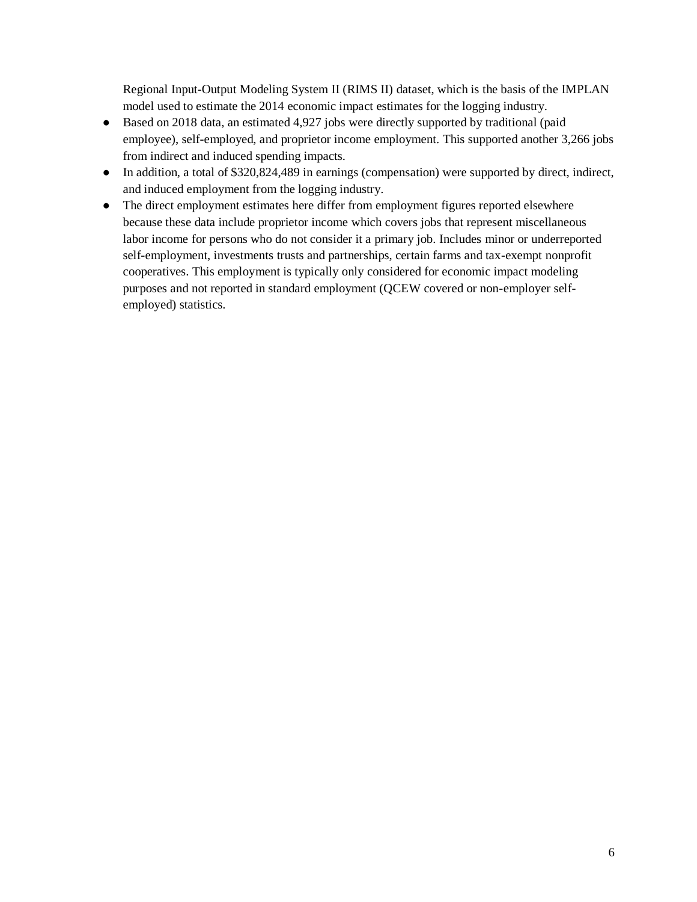Regional Input-Output Modeling System II (RIMS II) dataset, which is the basis of the IMPLAN model used to estimate the 2014 economic impact estimates for the logging industry.

- Based on 2018 data, an estimated 4,927 jobs were directly supported by traditional (paid employee), self-employed, and proprietor income employment. This supported another 3,266 jobs from indirect and induced spending impacts.
- In addition, a total of $320,824,489 in earnings (compensation) were supported by direct, indirect, and induced employment from the logging industry.
- The direct employment estimates here differ from employment figures reported elsewhere because these data include proprietor income which covers jobs that represent miscellaneous labor income for persons who do not consider it a primary job. Includes minor or underreported self-employment, investments trusts and partnerships, certain farms and tax-exempt nonprofit cooperatives. This employment is typically only considered for economic impact modeling purposes and not reported in standard employment (QCEW covered or non-employer self-employed) statistics.